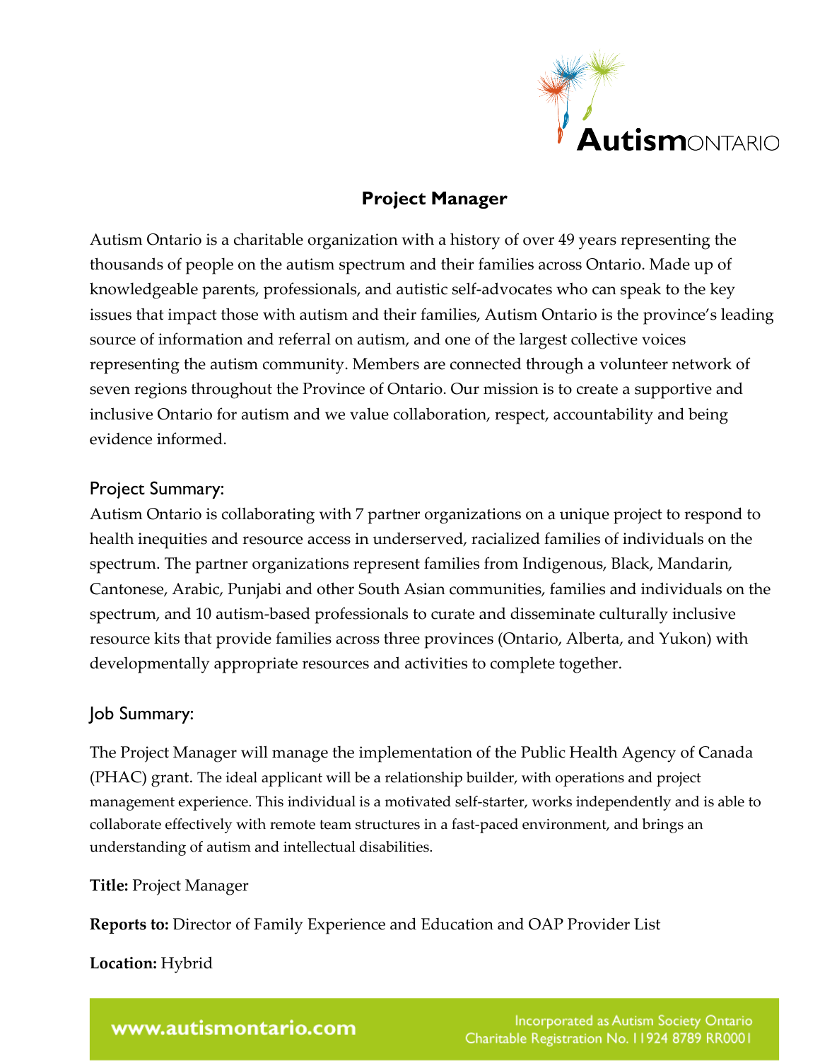# Project Manager

Autism Ontario is a charitable organization with a history of over 49 years representing the thousands of people on the autism spectrum and their families across Ontario. Made up of knowledgeable parents, professionals, and autistic self-advocates who can speak to the key issues that impact those with autism and their families, Autism Ontario is the province's leading source of information and referral on autism, and one of the largest collective voices representing the autism community. Members are connected through a volunteer network of seven regions throughout the Province of Ontario. Our mission is to create a supportive and inclusive Ontario for autism and we value collaboration, respect, accountability and being evidence informed.

## Project Summary:

Autism Ontario is collaborating with 7 partner organizations on a unique project to respond to health inequities and resource access in underserved, racialized families of individuals on the spectrum. The partner organizations represent families from Indigenous, Black, Mandarin, Cantonese, Arabic, Punjabi and other South Asian communities, families and individuals on the spectrum, and 10 autism-based professionals to curate and disseminate culturally inclusive resource kits that provide families across three provinces (Ontario, Alberta, and Yukon) with developmentally appropriate resources and activities to complete together.

## Job Summary:

The Project Manager will manage the implementation of the Public Health Agency of Canada (PHAC) grant. The ideal applicant will be a relationship builder, with operations and project management experience. This individual is a motivated self-starter, works independently and is able to collaborate effectively with remote team structures in a fast-paced environment, and brings an understanding of autism and intellectual disabilities.

**Title:** Project Manager

**Reports to:** Director of Family Experience and Education and OAP Provider List

**Location:** Hybrid

www.autismontario.com

Incorporated as Autism Society Ontario
Charitable Registration No. 11924 8789 RR0001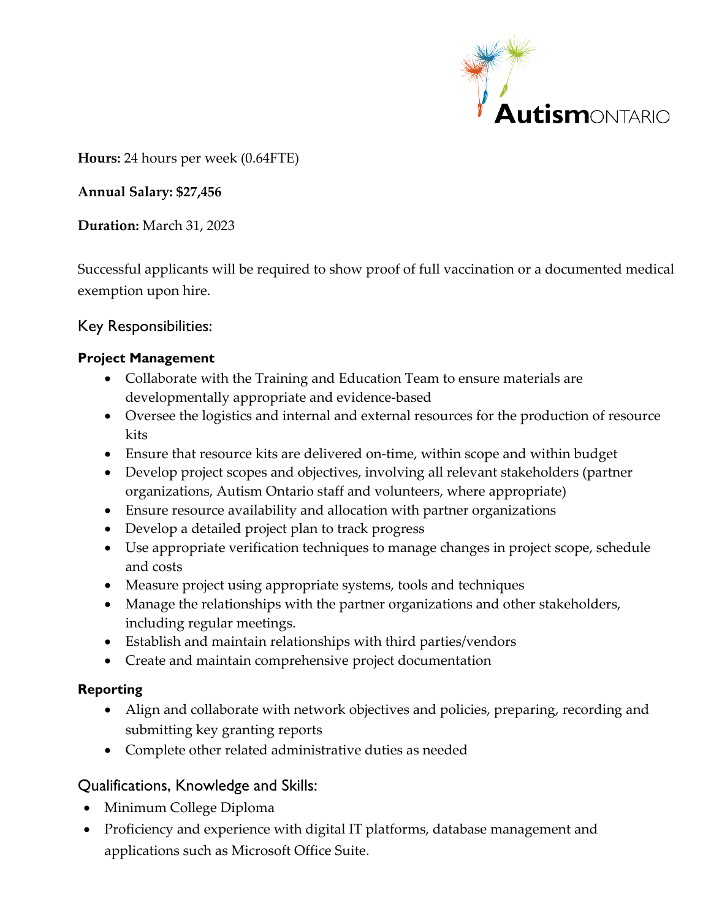**Hours:** 24 hours per week (0.64FTE)

**Annual Salary: $27,456**

**Duration:** March 31, 2023

Successful applicants will be required to show proof of full vaccination or a documented medical exemption upon hire.

## Key Responsibilities:

**Project Management**

- Collaborate with the Training and Education Team to ensure materials are developmentally appropriate and evidence-based
- Oversee the logistics and internal and external resources for the production of resource kits
- Ensure that resource kits are delivered on-time, within scope and within budget
- Develop project scopes and objectives, involving all relevant stakeholders (partner organizations, Autism Ontario staff and volunteers, where appropriate)
- Ensure resource availability and allocation with partner organizations
- Develop a detailed project plan to track progress
- Use appropriate verification techniques to manage changes in project scope, schedule and costs
- Measure project using appropriate systems, tools and techniques
- Manage the relationships with the partner organizations and other stakeholders, including regular meetings.
- Establish and maintain relationships with third parties/vendors
- Create and maintain comprehensive project documentation

**Reporting**

- Align and collaborate with network objectives and policies, preparing, recording and submitting key granting reports
- Complete other related administrative duties as needed

## Qualifications, Knowledge and Skills:

- Minimum College Diploma
- Proficiency and experience with digital IT platforms, database management and applications such as Microsoft Office Suite.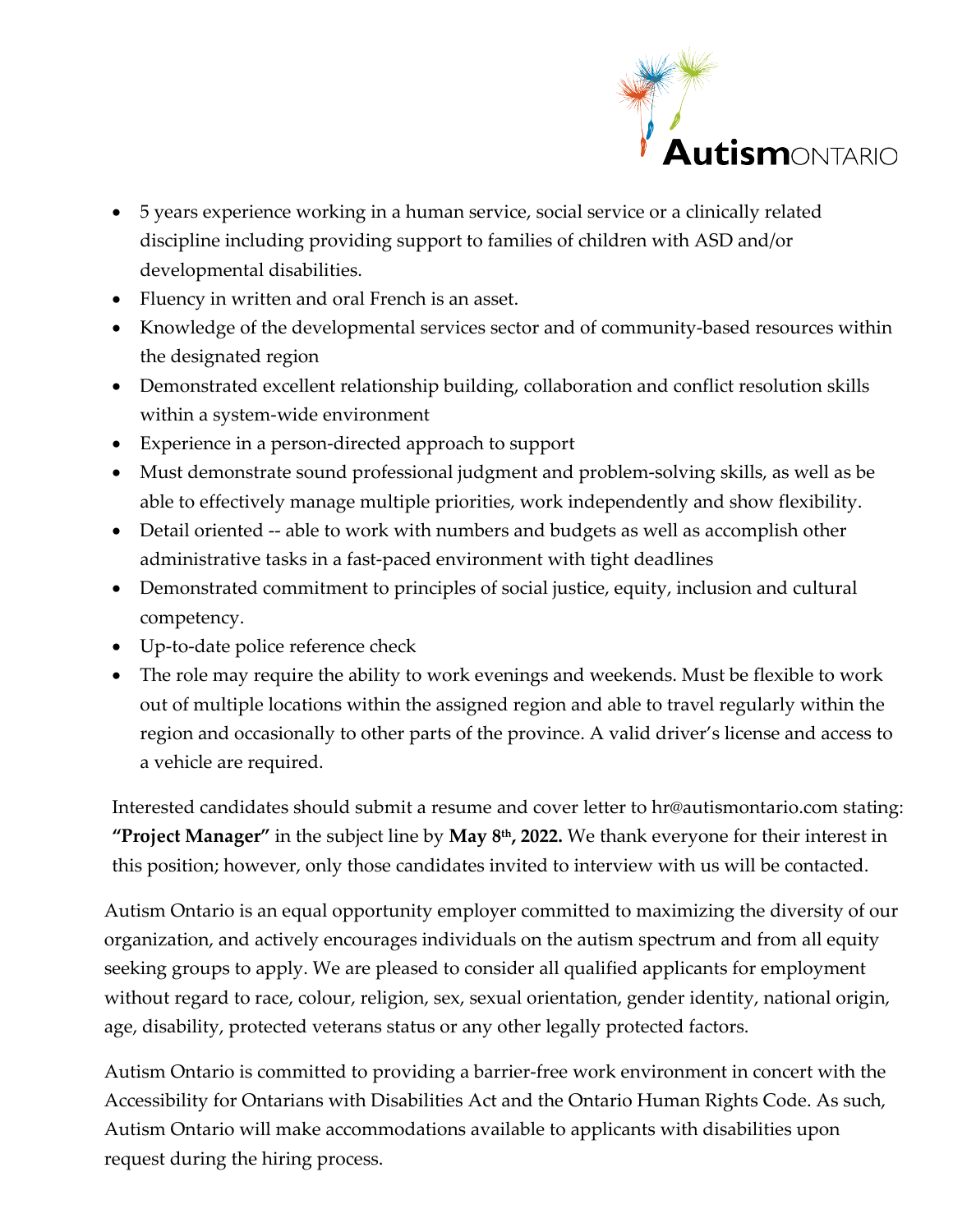- 5 years experience working in a human service, social service or a clinically related discipline including providing support to families of children with ASD and/or developmental disabilities.
- Fluency in written and oral French is an asset.
- Knowledge of the developmental services sector and of community-based resources within the designated region
- Demonstrated excellent relationship building, collaboration and conflict resolution skills within a system-wide environment
- Experience in a person-directed approach to support
- Must demonstrate sound professional judgment and problem-solving skills, as well as be able to effectively manage multiple priorities, work independently and show flexibility.
- Detail oriented -- able to work with numbers and budgets as well as accomplish other administrative tasks in a fast-paced environment with tight deadlines
- Demonstrated commitment to principles of social justice, equity, inclusion and cultural competency.
- Up-to-date police reference check
- The role may require the ability to work evenings and weekends. Must be flexible to work out of multiple locations within the assigned region and able to travel regularly within the region and occasionally to other parts of the province. A valid driver's license and access to a vehicle are required.

Interested candidates should submit a resume and cover letter to hr@autismontario.com stating: **"Project Manager"** in the subject line by **May 8th, 2022.** We thank everyone for their interest in this position; however, only those candidates invited to interview with us will be contacted.

Autism Ontario is an equal opportunity employer committed to maximizing the diversity of our organization, and actively encourages individuals on the autism spectrum and from all equity seeking groups to apply. We are pleased to consider all qualified applicants for employment without regard to race, colour, religion, sex, sexual orientation, gender identity, national origin, age, disability, protected veterans status or any other legally protected factors.

Autism Ontario is committed to providing a barrier-free work environment in concert with the Accessibility for Ontarians with Disabilities Act and the Ontario Human Rights Code. As such, Autism Ontario will make accommodations available to applicants with disabilities upon request during the hiring process.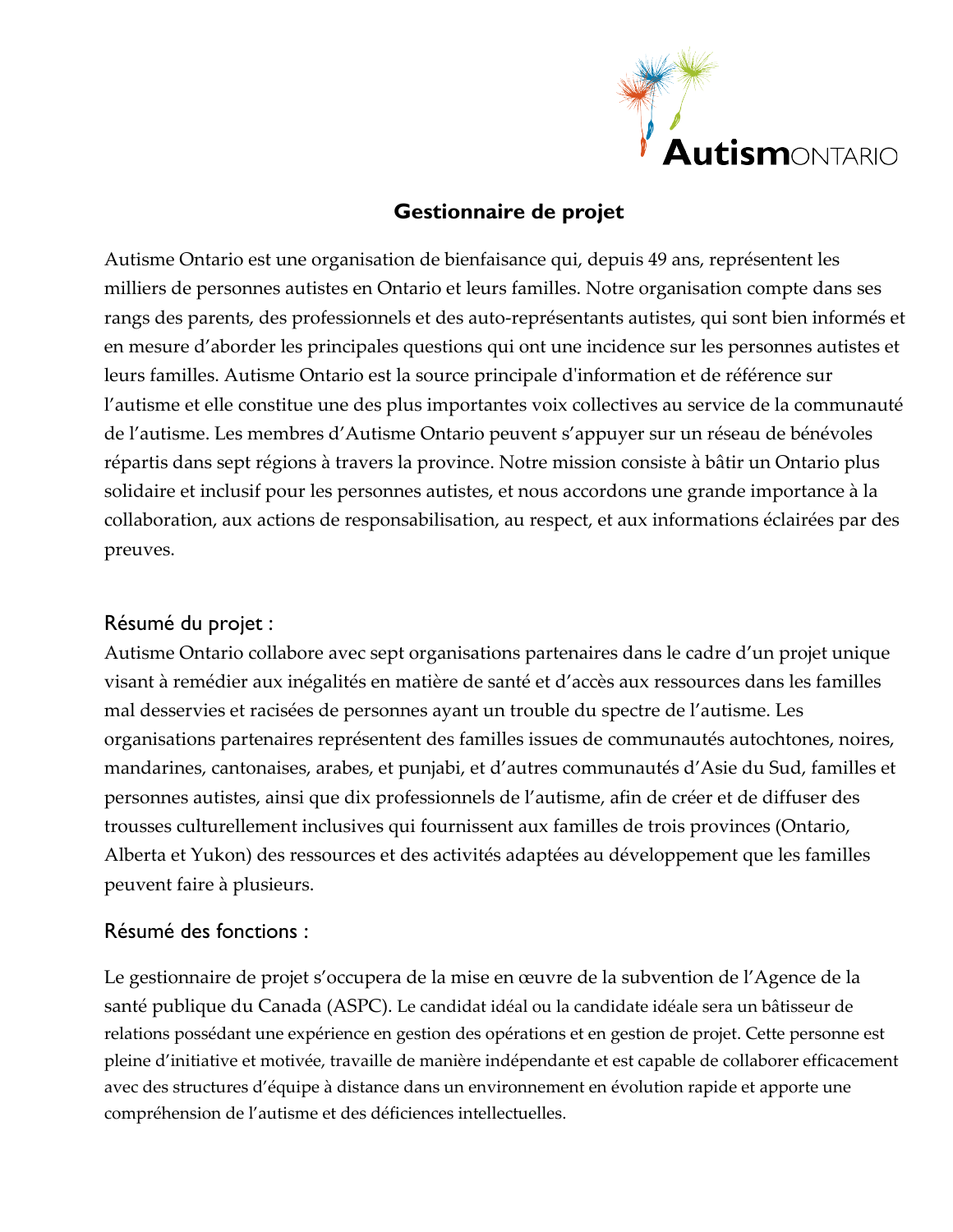# Gestionnaire de projet

Autisme Ontario est une organisation de bienfaisance qui, depuis 49 ans, représentent les milliers de personnes autistes en Ontario et leurs familles. Notre organisation compte dans ses rangs des parents, des professionnels et des auto-représentants autistes, qui sont bien informés et en mesure d'aborder les principales questions qui ont une incidence sur les personnes autistes et leurs familles. Autisme Ontario est la source principale d'information et de référence sur l'autisme et elle constitue une des plus importantes voix collectives au service de la communauté de l'autisme. Les membres d'Autisme Ontario peuvent s'appuyer sur un réseau de bénévoles répartis dans sept régions à travers la province. Notre mission consiste à bâtir un Ontario plus solidaire et inclusif pour les personnes autistes, et nous accordons une grande importance à la collaboration, aux actions de responsabilisation, au respect, et aux informations éclairées par des preuves.

## Résumé du projet :

Autisme Ontario collabore avec sept organisations partenaires dans le cadre d'un projet unique visant à remédier aux inégalités en matière de santé et d'accès aux ressources dans les familles mal desservies et racisées de personnes ayant un trouble du spectre de l'autisme. Les organisations partenaires représentent des familles issues de communautés autochtones, noires, mandarines, cantonaises, arabes, et punjabi, et d'autres communautés d'Asie du Sud, familles et personnes autistes, ainsi que dix professionnels de l'autisme, afin de créer et de diffuser des trousses culturellement inclusives qui fournissent aux familles de trois provinces (Ontario, Alberta et Yukon) des ressources et des activités adaptées au développement que les familles peuvent faire à plusieurs.

## Résumé des fonctions :

Le gestionnaire de projet s'occupera de la mise en œuvre de la subvention de l'Agence de la santé publique du Canada (ASPC). Le candidat idéal ou la candidate idéale sera un bâtisseur de relations possédant une expérience en gestion des opérations et en gestion de projet. Cette personne est pleine d'initiative et motivée, travaille de manière indépendante et est capable de collaborer efficacement avec des structures d'équipe à distance dans un environnement en évolution rapide et apporte une compréhension de l'autisme et des déficiences intellectuelles.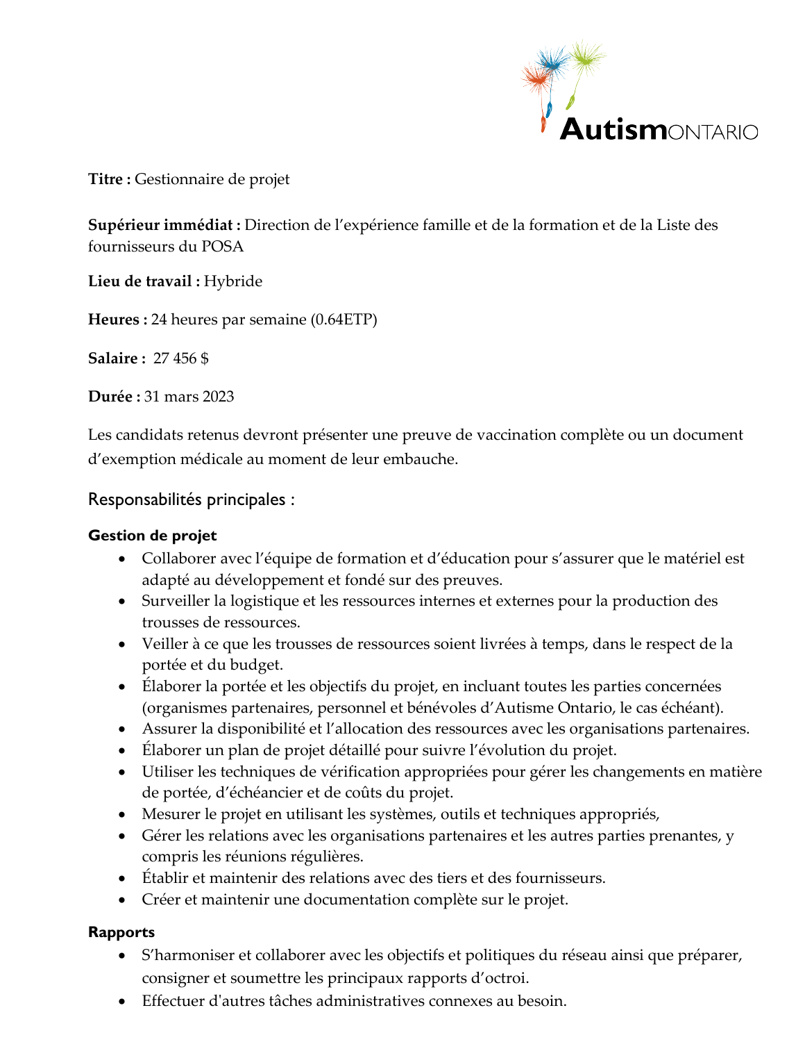**Titre :** Gestionnaire de projet

**Supérieur immédiat :** Direction de l'expérience famille et de la formation et de la Liste des fournisseurs du POSA

**Lieu de travail :** Hybride

**Heures :** 24 heures par semaine (0.64ETP)

**Salaire :** 27 456 $

**Durée :** 31 mars 2023

Les candidats retenus devront présenter une preuve de vaccination complète ou un document d'exemption médicale au moment de leur embauche.

## Responsabilités principales :

### Gestion de projet

- Collaborer avec l'équipe de formation et d'éducation pour s'assurer que le matériel est adapté au développement et fondé sur des preuves.
- Surveiller la logistique et les ressources internes et externes pour la production des trousses de ressources.
- Veiller à ce que les trousses de ressources soient livrées à temps, dans le respect de la portée et du budget.
- Élaborer la portée et les objectifs du projet, en incluant toutes les parties concernées (organismes partenaires, personnel et bénévoles d'Autisme Ontario, le cas échéant).
- Assurer la disponibilité et l'allocation des ressources avec les organisations partenaires.
- Élaborer un plan de projet détaillé pour suivre l'évolution du projet.
- Utiliser les techniques de vérification appropriées pour gérer les changements en matière de portée, d'échéancier et de coûts du projet.
- Mesurer le projet en utilisant les systèmes, outils et techniques appropriés,
- Gérer les relations avec les organisations partenaires et les autres parties prenantes, y compris les réunions régulières.
- Établir et maintenir des relations avec des tiers et des fournisseurs.
- Créer et maintenir une documentation complète sur le projet.

### Rapports

- S'harmoniser et collaborer avec les objectifs et politiques du réseau ainsi que préparer, consigner et soumettre les principaux rapports d'octroi.
- Effectuer d'autres tâches administratives connexes au besoin.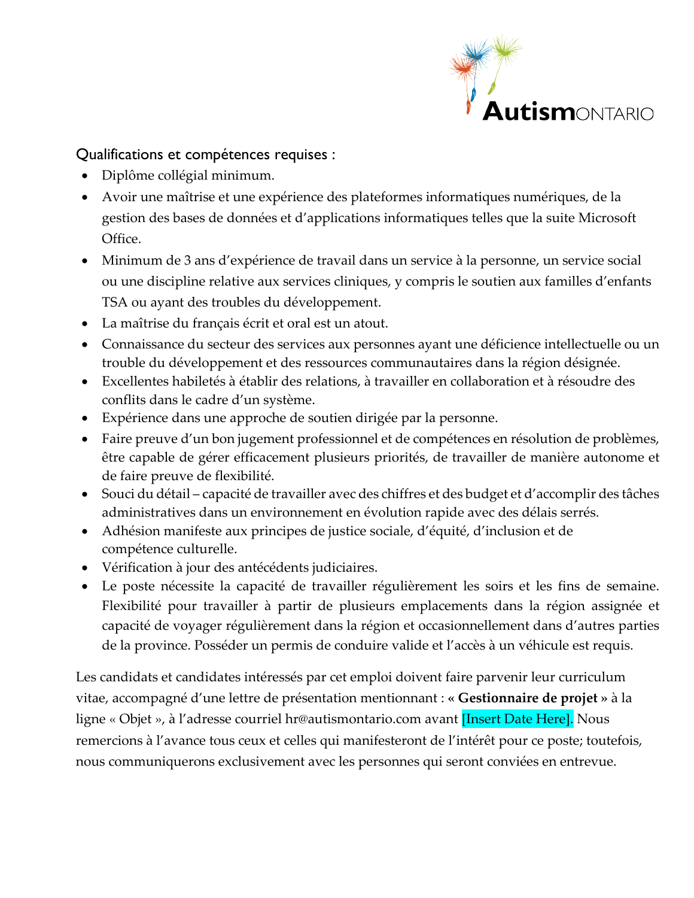Qualifications et compétences requises :

- Diplôme collégial minimum.
- Avoir une maîtrise et une expérience des plateformes informatiques numériques, de la gestion des bases de données et d'applications informatiques telles que la suite Microsoft Office.
- Minimum de 3 ans d'expérience de travail dans un service à la personne, un service social ou une discipline relative aux services cliniques, y compris le soutien aux familles d'enfants TSA ou ayant des troubles du développement.
- La maîtrise du français écrit et oral est un atout.
- Connaissance du secteur des services aux personnes ayant une déficience intellectuelle ou un trouble du développement et des ressources communautaires dans la région désignée.
- Excellentes habiletés à établir des relations, à travailler en collaboration et à résoudre des conflits dans le cadre d'un système.
- Expérience dans une approche de soutien dirigée par la personne.
- Faire preuve d'un bon jugement professionnel et de compétences en résolution de problèmes, être capable de gérer efficacement plusieurs priorités, de travailler de manière autonome et de faire preuve de flexibilité.
- Souci du détail – capacité de travailler avec des chiffres et des budget et d'accomplir des tâches administratives dans un environnement en évolution rapide avec des délais serrés.
- Adhésion manifeste aux principes de justice sociale, d'équité, d'inclusion et de compétence culturelle.
- Vérification à jour des antécédents judiciaires.
- Le poste nécessite la capacité de travailler régulièrement les soirs et les fins de semaine. Flexibilité pour travailler à partir de plusieurs emplacements dans la région assignée et capacité de voyager régulièrement dans la région et occasionnellement dans d'autres parties de la province. Posséder un permis de conduire valide et l'accès à un véhicule est requis.

Les candidats et candidates intéressés par cet emploi doivent faire parvenir leur curriculum vitae, accompagné d'une lettre de présentation mentionnant : **« Gestionnaire de projet »** à la ligne « Objet », à l'adresse courriel hr@autismontario.com avant [Insert Date Here]. Nous remercions à l'avance tous ceux et celles qui manifesteront de l'intérêt pour ce poste; toutefois, nous communiquerons exclusivement avec les personnes qui seront conviées en entrevue.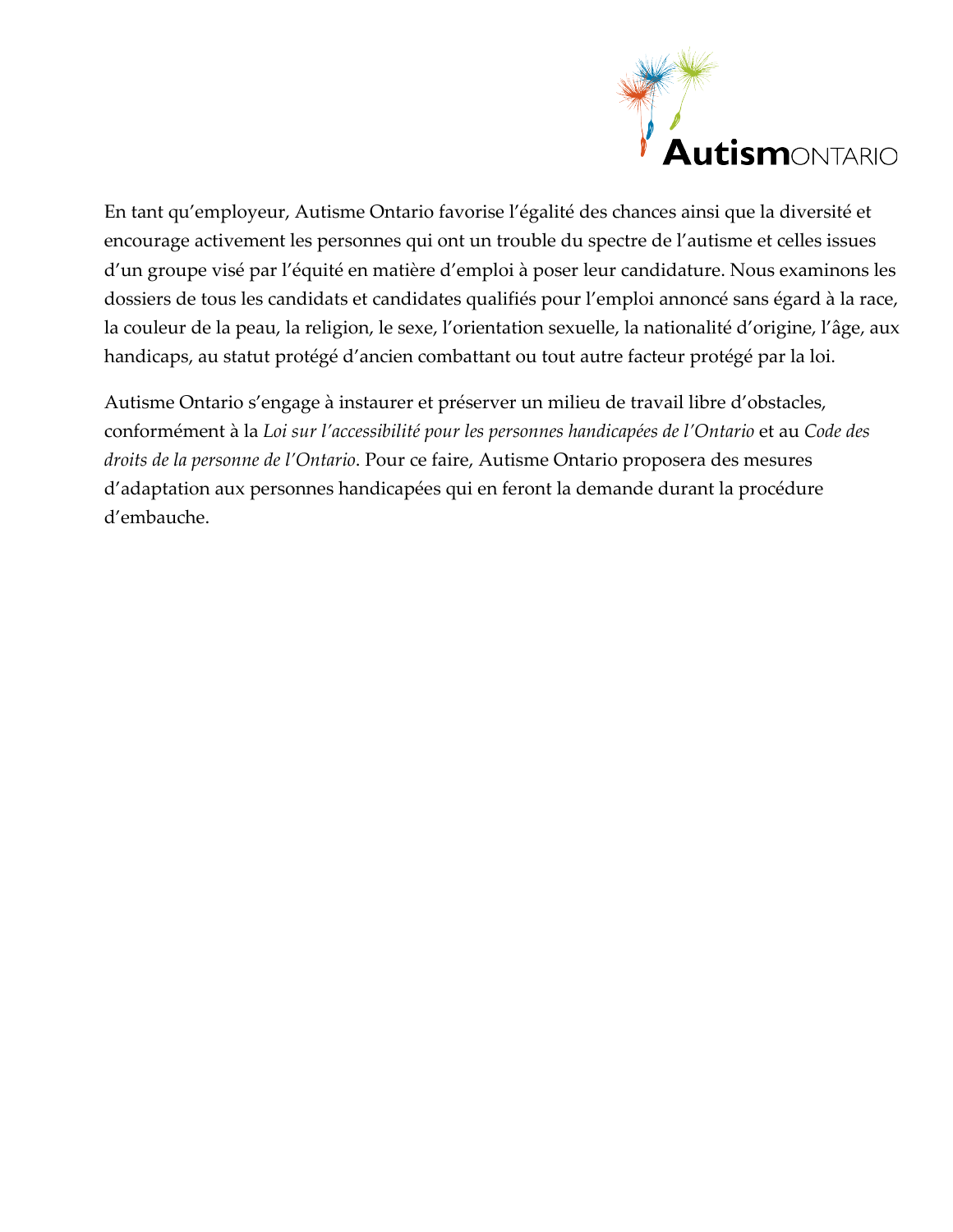En tant qu'employeur, Autisme Ontario favorise l'égalité des chances ainsi que la diversité et encourage activement les personnes qui ont un trouble du spectre de l'autisme et celles issues d'un groupe visé par l'équité en matière d'emploi à poser leur candidature. Nous examinons les dossiers de tous les candidats et candidates qualifiés pour l'emploi annoncé sans égard à la race, la couleur de la peau, la religion, le sexe, l'orientation sexuelle, la nationalité d'origine, l'âge, aux handicaps, au statut protégé d'ancien combattant ou tout autre facteur protégé par la loi.

Autisme Ontario s'engage à instaurer et préserver un milieu de travail libre d'obstacles, conformément à la *Loi sur l'accessibilité pour les personnes handicapées de l'Ontario* et au *Code des droits de la personne de l'Ontario*. Pour ce faire, Autisme Ontario proposera des mesures d'adaptation aux personnes handicapées qui en feront la demande durant la procédure d'embauche.